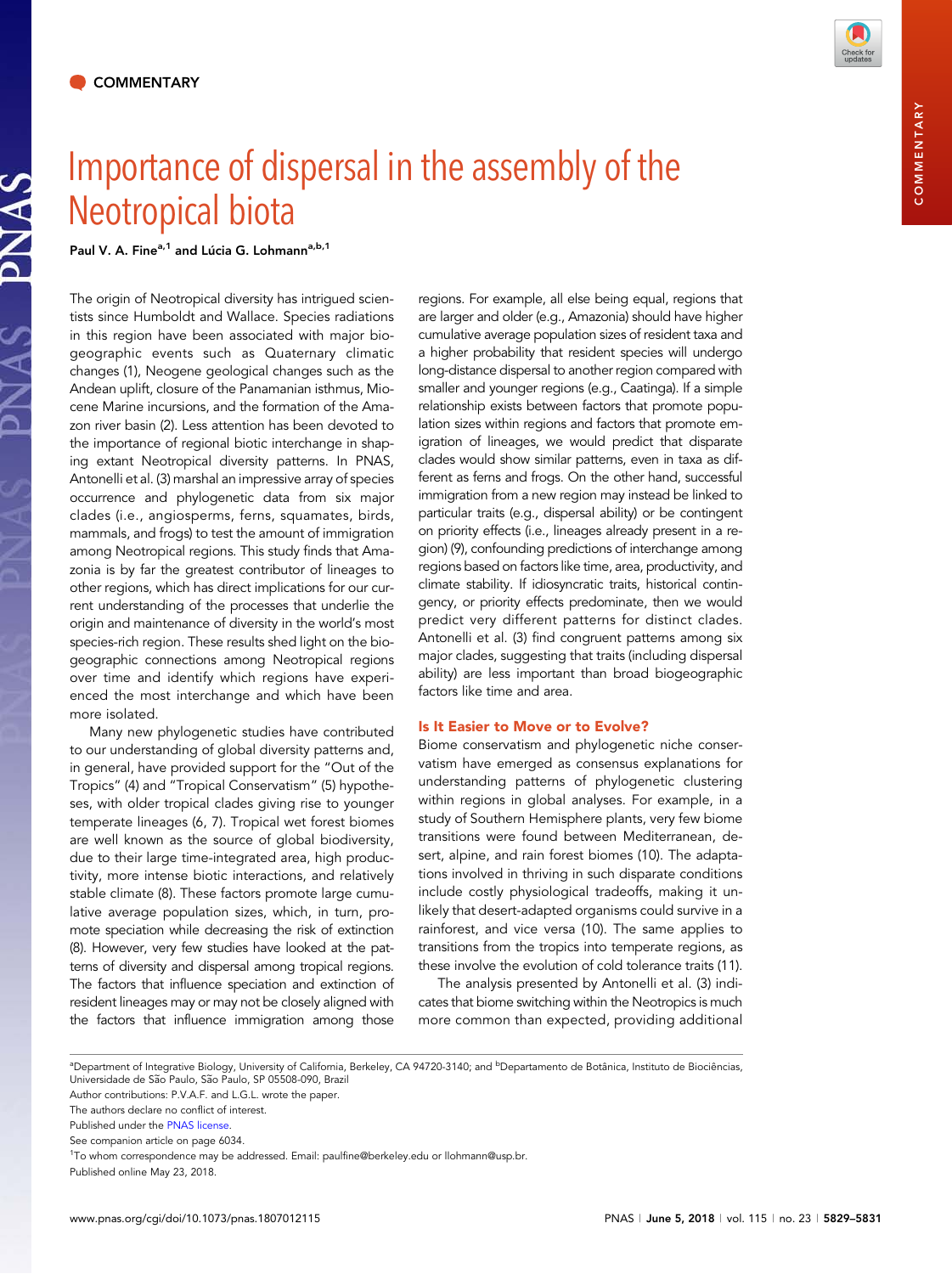COMMENTARY

# Importance of dispersal in the assembly of the Neotropical biota

Paul V. A. Fine[a,1] and Lúcia G. Lohmann[a,b,1]

The origin of Neotropical diversity has intrigued scientists since Humboldt and Wallace. Species radiations in this region have been associated with major biogeographic events such as Quaternary climatic changes (1), Neogene geological changes such as the Andean uplift, closure of the Panamanian isthmus, Miocene Marine incursions, and the formation of the Amazon river basin (2). Less attention has been devoted to the importance of regional biotic interchange in shaping extant Neotropical diversity patterns. In PNAS, Antonelli et al. (3) marshal an impressive array of species occurrence and phylogenetic data from six major clades (i.e., angiosperms, ferns, squamates, birds, mammals, and frogs) to test the amount of immigration among Neotropical regions. This study finds that Amazonia is by far the greatest contributor of lineages to other regions, which has direct implications for our current understanding of the processes that underlie the origin and maintenance of diversity in the world's most species-rich region. These results shed light on the biogeographic connections among Neotropical regions over time and identify which regions have experienced the most interchange and which have been more isolated.

Many new phylogenetic studies have contributed to our understanding of global diversity patterns and, in general, have provided support for the "Out of the Tropics" (4) and "Tropical Conservatism" (5) hypotheses, with older tropical clades giving rise to younger temperate lineages (6, 7). Tropical wet forest biomes are well known as the source of global biodiversity, due to their large time-integrated area, high productivity, more intense biotic interactions, and relatively stable climate (8). These factors promote large cumulative average population sizes, which, in turn, promote speciation while decreasing the risk of extinction (8). However, very few studies have looked at the patterns of diversity and dispersal among tropical regions. The factors that influence speciation and extinction of resident lineages may or may not be closely aligned with the factors that influence immigration among those regions. For example, all else being equal, regions that are larger and older (e.g., Amazonia) should have higher cumulative average population sizes of resident taxa and a higher probability that resident species will undergo long-distance dispersal to another region compared with smaller and younger regions (e.g., Caatinga). If a simple relationship exists between factors that promote population sizes within regions and factors that promote emigration of lineages, we would predict that disparate clades would show similar patterns, even in taxa as different as ferns and frogs. On the other hand, successful immigration from a new region may instead be linked to particular traits (e.g., dispersal ability) or be contingent on priority effects (i.e., lineages already present in a region) (9), confounding predictions of interchange among regions based on factors like time, area, productivity, and climate stability. If idiosyncratic traits, historical contingency, or priority effects predominate, then we would predict very different patterns for distinct clades. Antonelli et al. (3) find congruent patterns among six major clades, suggesting that traits (including dispersal ability) are less important than broad biogeographic factors like time and area.

## Is It Easier to Move or to Evolve?

Biome conservatism and phylogenetic niche conservatism have emerged as consensus explanations for understanding patterns of phylogenetic clustering within regions in global analyses. For example, in a study of Southern Hemisphere plants, very few biome transitions were found between Mediterranean, desert, alpine, and rain forest biomes (10). The adaptations involved in thriving in such disparate conditions include costly physiological tradeoffs, making it unlikely that desert-adapted organisms could survive in a rainforest, and vice versa (10). The same applies to transitions from the tropics into temperate regions, as these involve the evolution of cold tolerance traits (11).

The analysis presented by Antonelli et al. (3) indicates that biome switching within the Neotropics is much more common than expected, providing additional

[a]Department of Integrative Biology, University of California, Berkeley, CA 94720-3140; and [b]Departamento de Botânica, Instituto de Biociências, Universidade de São Paulo, São Paulo, SP 05508-090, Brazil

Author contributions: P.V.A.F. and L.G.L. wrote the paper.

The authors declare no conflict of interest.

Published under the PNAS license.

See companion article on page 6034.

[1]To whom correspondence may be addressed. Email: paulfine@berkeley.edu or llohmann@usp.br.

Published online May 23, 2018.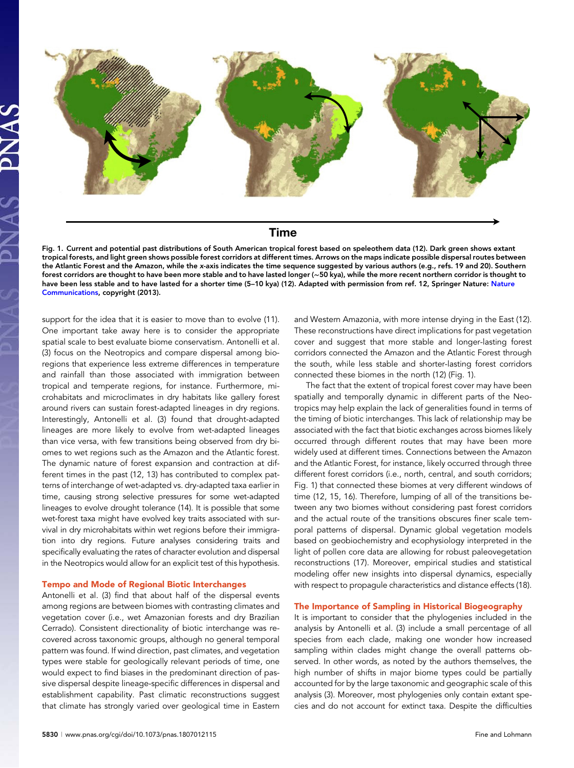Time

**Fig. 1.** **Current and potential past distributions of South American tropical forest based on speleothem data (12). Dark green shows extant tropical forests, and light green shows possible forest corridors at different times. Arrows on the maps indicate possible dispersal routes between the Atlantic Forest and the Amazon, while the x-axis indicates the time sequence suggested by various authors (e.g., refs. 19 and 20). Southern forest corridors are thought to have been more stable and to have lasted longer (~50 kya), while the more recent northern corridor is thought to have been less stable and to have lasted for a shorter time (5–10 kya) (12). Adapted with permission from ref. 12, Springer Nature: Nature Communications, copyright (2013).**

support for the idea that it is easier to move than to evolve (11). One important take away here is to consider the appropriate spatial scale to best evaluate biome conservatism. Antonelli et al. (3) focus on the Neotropics and compare dispersal among bioregions that experience less extreme differences in temperature and rainfall than those associated with immigration between tropical and temperate regions, for instance. Furthermore, microhabitats and microclimates in dry habitats like gallery forest around rivers can sustain forest-adapted lineages in dry regions. Interestingly, Antonelli et al. (3) found that drought-adapted lineages are more likely to evolve from wet-adapted lineages than vice versa, with few transitions being observed from dry biomes to wet regions such as the Amazon and the Atlantic forest. The dynamic nature of forest expansion and contraction at different times in the past (12, 13) has contributed to complex patterns of interchange of wet-adapted vs. dry-adapted taxa earlier in time, causing strong selective pressures for some wet-adapted lineages to evolve drought tolerance (14). It is possible that some wet-forest taxa might have evolved key traits associated with survival in dry microhabitats within wet regions before their immigration into dry regions. Future analyses considering traits and specifically evaluating the rates of character evolution and dispersal in the Neotropics would allow for an explicit test of this hypothesis.

## Tempo and Mode of Regional Biotic Interchanges

Antonelli et al. (3) find that about half of the dispersal events among regions are between biomes with contrasting climates and vegetation cover (i.e., wet Amazonian forests and dry Brazilian Cerrado). Consistent directionality of biotic interchange was recovered across taxonomic groups, although no general temporal pattern was found. If wind direction, past climates, and vegetation types were stable for geologically relevant periods of time, one would expect to find biases in the predominant direction of passive dispersal despite lineage-specific differences in dispersal and establishment capability. Past climatic reconstructions suggest that climate has strongly varied over geological time in Eastern and Western Amazonia, with more intense drying in the East (12). These reconstructions have direct implications for past vegetation cover and suggest that more stable and longer-lasting forest corridors connected the Amazon and the Atlantic Forest through the south, while less stable and shorter-lasting forest corridors connected these biomes in the north (12) (Fig. 1).

The fact that the extent of tropical forest cover may have been spatially and temporally dynamic in different parts of the Neotropics may help explain the lack of generalities found in terms of the timing of biotic interchanges. This lack of relationship may be associated with the fact that biotic exchanges across biomes likely occurred through different routes that may have been more widely used at different times. Connections between the Amazon and the Atlantic Forest, for instance, likely occurred through three different forest corridors (i.e., north, central, and south corridors; Fig. 1) that connected these biomes at very different windows of time (12, 15, 16). Therefore, lumping of all of the transitions between any two biomes without considering past forest corridors and the actual route of the transitions obscures finer scale temporal patterns of dispersal. Dynamic global vegetation models based on geobiochemistry and ecophysiology interpreted in the light of pollen core data are allowing for robust paleovegetation reconstructions (17). Moreover, empirical studies and statistical modeling offer new insights into dispersal dynamics, especially with respect to propagule characteristics and distance effects (18).

## The Importance of Sampling in Historical Biogeography

It is important to consider that the phylogenies included in the analysis by Antonelli et al. (3) include a small percentage of all species from each clade, making one wonder how increased sampling within clades might change the overall patterns observed. In other words, as noted by the authors themselves, the high number of shifts in major biome types could be partially accounted for by the large taxonomic and geographic scale of this analysis (3). Moreover, most phylogenies only contain extant species and do not account for extinct taxa. Despite the difficulties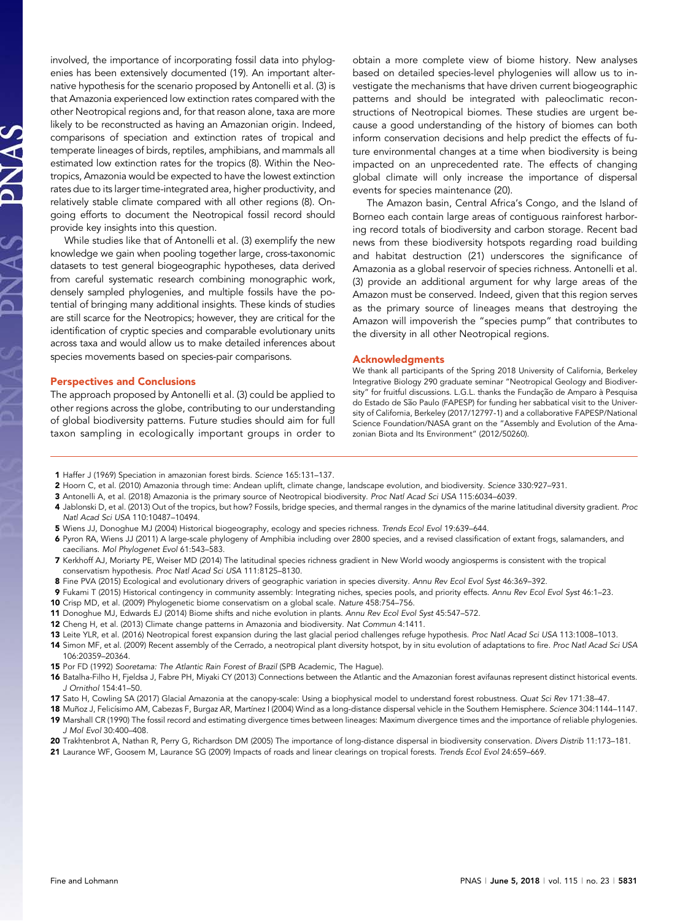involved, the importance of incorporating fossil data into phylogenies has been extensively documented (19). An important alternative hypothesis for the scenario proposed by Antonelli et al. (3) is that Amazonia experienced low extinction rates compared with the other Neotropical regions and, for that reason alone, taxa are more likely to be reconstructed as having an Amazonian origin. Indeed, comparisons of speciation and extinction rates of tropical and temperate lineages of birds, reptiles, amphibians, and mammals all estimated low extinction rates for the tropics (8). Within the Neotropics, Amazonia would be expected to have the lowest extinction rates due to its larger time-integrated area, higher productivity, and relatively stable climate compared with all other regions (8). Ongoing efforts to document the Neotropical fossil record should provide key insights into this question.

While studies like that of Antonelli et al. (3) exemplify the new knowledge we gain when pooling together large, cross-taxonomic datasets to test general biogeographic hypotheses, data derived from careful systematic research combining monographic work, densely sampled phylogenies, and multiple fossils have the potential of bringing many additional insights. These kinds of studies are still scarce for the Neotropics; however, they are critical for the identification of cryptic species and comparable evolutionary units across taxa and would allow us to make detailed inferences about species movements based on species-pair comparisons.

## Perspectives and Conclusions

The approach proposed by Antonelli et al. (3) could be applied to other regions across the globe, contributing to our understanding of global biodiversity patterns. Future studies should aim for full taxon sampling in ecologically important groups in order to obtain a more complete view of biome history. New analyses based on detailed species-level phylogenies will allow us to investigate the mechanisms that have driven current biogeographic patterns and should be integrated with paleoclimatic reconstructions of Neotropical biomes. These studies are urgent because a good understanding of the history of biomes can both inform conservation decisions and help predict the effects of future environmental changes at a time when biodiversity is being impacted on an unprecedented rate. The effects of changing global climate will only increase the importance of dispersal events for species maintenance (20).

The Amazon basin, Central Africa's Congo, and the Island of Borneo each contain large areas of contiguous rainforest harboring record totals of biodiversity and carbon storage. Recent bad news from these biodiversity hotspots regarding road building and habitat destruction (21) underscores the significance of Amazonia as a global reservoir of species richness. Antonelli et al. (3) provide an additional argument for why large areas of the Amazon must be conserved. Indeed, given that this region serves as the primary source of lineages means that destroying the Amazon will impoverish the "species pump" that contributes to the diversity in all other Neotropical regions.

## Acknowledgments

We thank all participants of the Spring 2018 University of California, Berkeley Integrative Biology 290 graduate seminar "Neotropical Geology and Biodiversity" for fruitful discussions. L.G.L. thanks the Fundação de Amparo à Pesquisa do Estado de São Paulo (FAPESP) for funding her sabbatical visit to the University of California, Berkeley (2017/12797-1) and a collaborative FAPESP/National Science Foundation/NASA grant on the "Assembly and Evolution of the Amazonian Biota and Its Environment" (2012/50260).

1 Haffer J (1969) Speciation in amazonian forest birds. *Science* 165:131–137.
2 Hoorn C, et al. (2010) Amazonia through time: Andean uplift, climate change, landscape evolution, and biodiversity. *Science* 330:927–931.
3 Antonelli A, et al. (2018) Amazonia is the primary source of Neotropical biodiversity. *Proc Natl Acad Sci USA* 115:6034–6039.
4 Jablonski D, et al. (2013) Out of the tropics, but how? Fossils, bridge species, and thermal ranges in the dynamics of the marine latitudinal diversity gradient. *Proc Natl Acad Sci USA* 110:10487–10494.
5 Wiens JJ, Donoghue MJ (2004) Historical biogeography, ecology and species richness. *Trends Ecol Evol* 19:639–644.
6 Pyron RA, Wiens JJ (2011) A large-scale phylogeny of Amphibia including over 2800 species, and a revised classification of extant frogs, salamanders, and caecilians. *Mol Phylogenet Evol* 61:543–583.
7 Kerkhoff AJ, Moriarty PE, Weiser MD (2014) The latitudinal species richness gradient in New World woody angiosperms is consistent with the tropical conservatism hypothesis. *Proc Natl Acad Sci USA* 111:8125–8130.
8 Fine PVA (2015) Ecological and evolutionary drivers of geographic variation in species diversity. *Annu Rev Ecol Evol Syst* 46:369–392.
9 Fukami T (2015) Historical contingency in community assembly: Integrating niches, species pools, and priority effects. *Annu Rev Ecol Evol Syst* 46:1–23.
10 Crisp MD, et al. (2009) Phylogenetic biome conservatism on a global scale. *Nature* 458:754–756.
11 Donoghue MJ, Edwards EJ (2014) Biome shifts and niche evolution in plants. *Annu Rev Ecol Evol Syst* 45:547–572.
12 Cheng H, et al. (2013) Climate change patterns in Amazonia and biodiversity. *Nat Commun* 4:1411.
13 Leite YLR, et al. (2016) Neotropical forest expansion during the last glacial period challenges refuge hypothesis. *Proc Natl Acad Sci USA* 113:1008–1013.
14 Simon MF, et al. (2009) Recent assembly of the Cerrado, a neotropical plant diversity hotspot, by in situ evolution of adaptations to fire. *Proc Natl Acad Sci USA* 106:20359–20364.
15 Por FD (1992) *Sooretama: The Atlantic Rain Forest of Brazil* (SPB Academic, The Hague).
16 Batalha-Filho H, Fjeldsa J, Fabre PH, Miyaki CY (2013) Connections between the Atlantic and the Amazonian forest avifaunas represent distinct historical events. *J Ornithol* 154:41–50.
17 Sato H, Cowling SA (2017) Glacial Amazonia at the canopy-scale: Using a biophysical model to understand forest robustness. *Quat Sci Rev* 171:38–47.
18 Muñoz J, Felicísimo AM, Cabezas F, Burgaz AR, Martínez I (2004) Wind as a long-distance dispersal vehicle in the Southern Hemisphere. *Science* 304:1144–1147.
19 Marshall CR (1990) The fossil record and estimating divergence times between lineages: Maximum divergence times and the importance of reliable phylogenies. *J Mol Evol* 30:400–408.
20 Trakhtenbrot A, Nathan R, Perry G, Richardson DM (2005) The importance of long-distance dispersal in biodiversity conservation. *Divers Distrib* 11:173–181.
21 Laurance WF, Goosem M, Laurance SG (2009) Impacts of roads and linear clearings on tropical forests. *Trends Ecol Evol* 24:659–669.